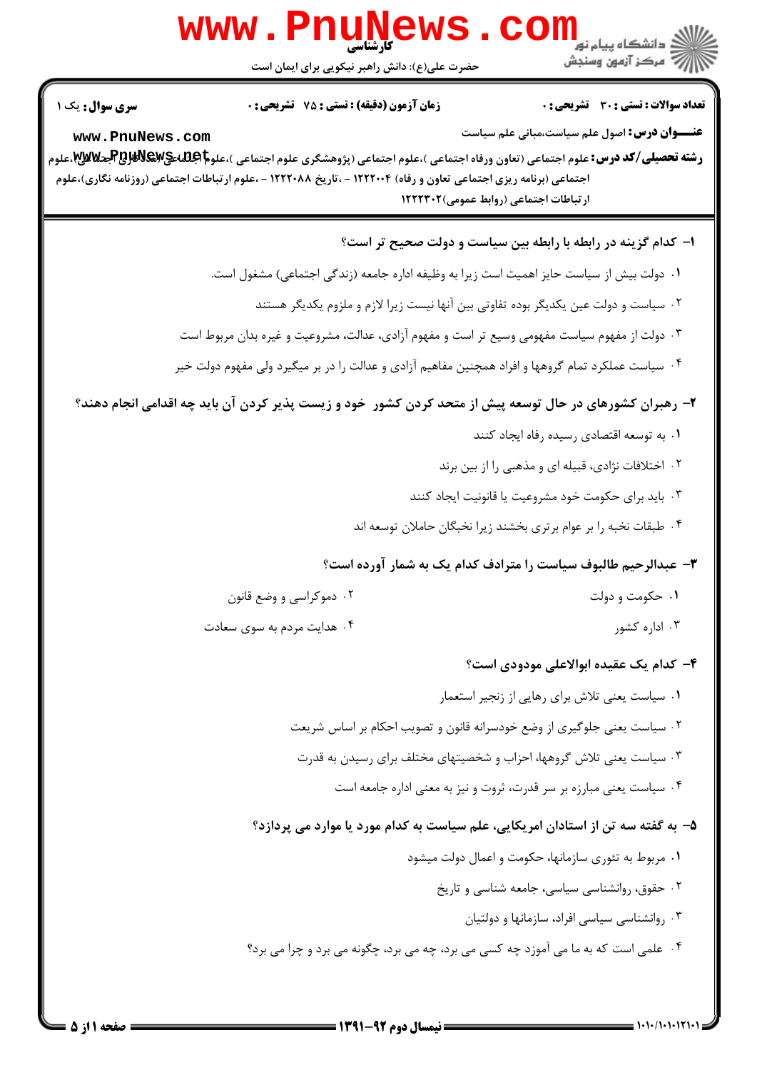کارشناسی

حضرت علی(ع): دانش راهبر نیکویی برای ایمان است

دانشگاه پیام نور
مرکز آزمون وسنجش

**سری سوال:** یک ۱

**زمان آزمون (دقیقه) : تستی : ۷۵ تشریحی : ۰**

**تعداد سوالات : تستی : ۳۰ تشریحی : ۰**

**عنـــوان درس:** اصول علم سیاست،مبانی علم سیاست

**رشته تحصیلی/کد درس:** علوم اجتماعی (تعاون ورفاه اجتماعی )،علوم اجتماعی (پژوهشگری علوم اجتماعی )،علوم اجتماعی (مددکاری اجتماعی)،علوم اجتماعی (برنامه ریزی اجتماعی تعاون و رفاه) ۱۲۲۲۰۰۴ - ،تاریخ ۱۲۲۲۰۸۸ - ،علوم ارتباطات اجتماعی (روزنامه نگاری)،علوم ارتباطات اجتماعی (روابط عمومی)۱۲۲۲۳۰۲

**۱- کدام گزینه در رابطه با رابطه بین سیاست و دولت صحیح تر است؟**

۱. دولت بیش از سیاست حایز اهمیت است زیرا به وظیفه اداره جامعه (زندگی اجتماعی) مشغول است.

۲. سیاست و دولت عین یکدیگر بوده تفاوتی بین آنها نیست زیرا لازم و ملزوم یکدیگر هستند

۳. دولت از مفهوم سیاست مفهومی وسیع تر است و مفهوم آزادی، عدالت، مشروعیت و غیره بدان مربوط است

۴. سیاست عملکرد تمام گروهها و افراد همچنین مفاهیم آزادی و عدالت را در بر میگیرد ولی مفهوم دولت خیر

**۲- رهبران کشورهای در حال توسعه پیش از متحد کردن کشور خود و زیست پذیر کردن آن باید چه اقدامی انجام دهند؟**

۱. به توسعه اقتصادی رسیده رفاه ایجاد کنند

۲. اختلافات نژادی، قبیله ای و مذهبی را از بین برند

۳. باید برای حکومت خود مشروعیت یا قانونیت ایجاد کنند

۴. طبقات نخبه را بر عوام برتری بخشند زیرا نخبگان حاملان توسعه اند

**۳- عبدالرحیم طالبوف سیاست را مترادف کدام یک به شمار آورده است؟**

۱. حکومت و دولت

۲. دموکراسی و وضع قانون

۳. اداره کشور

۴. هدایت مردم به سوی سعادت

**۴- کدام یک عقیده ابوالاعلی مودودی است؟**

۱. سیاست یعنی تلاش برای رهایی از زنجیر استعمار

۲. سیاست یعنی جلوگیری از وضع خودسرانه قانون و تصویب احکام بر اساس شریعت

۳. سیاست یعنی تلاش گروهها، احزاب و شخصیتهای مختلف برای رسیدن به قدرت

۴. سیاست یعنی مبارزه بر سر قدرت، ثروت و نیز به معنی اداره جامعه است

**۵- به گفته سه تن از استادان امریکایی، علم سیاست به کدام مورد یا موارد می پردازد؟**

۱. مربوط به تئوری سازمانها، حکومت و اعمال دولت میشود

۲. حقوق، روانشناسی سیاسی، جامعه شناسی و تاریخ

۳. روانشناسی سیاسی افراد، سازمانها و دولتیان

۴. علمی است که به ما می آموزد چه کسی می برد، چه می برد، چگونه می برد و چرا می برد؟

نیمسال دوم ۹۲-۱۳۹۱

۱۰۱۰/۱۰۱۰۱۲۱۰۱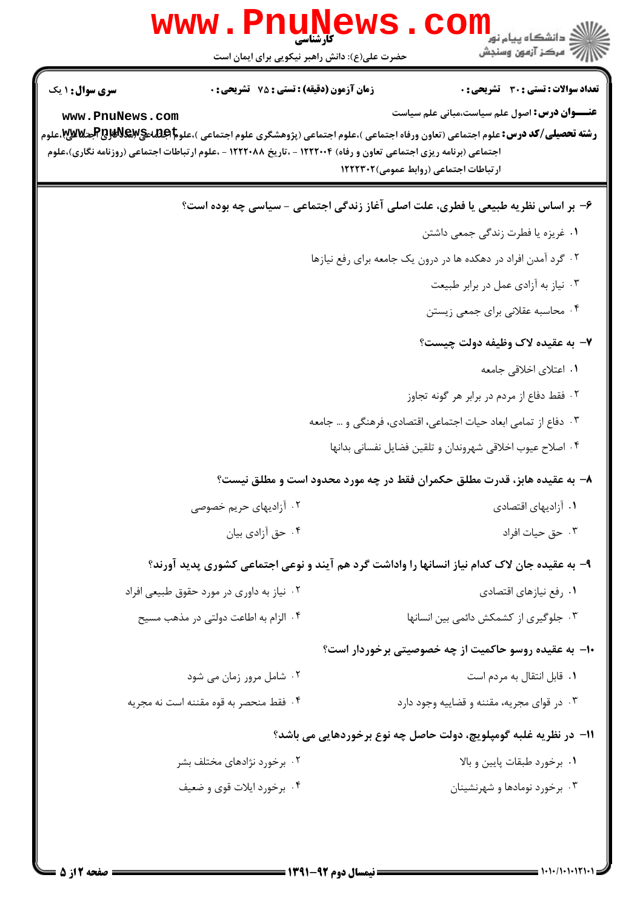**تعداد سوالات : تستی : ۳۰ تشریحی : ۰** | **زمان آزمون (دقیقه) : تستی : ۷۵ تشریحی : ۰** | **سری سوال : ۱ یک**

**عنـــوان درس :** اصول علم سیاست،مبانی علم سیاست

**رشته تحصیلی/کد درس :** علوم اجتماعی (تعاون ورفاه اجتماعی )،علوم اجتماعی (پژوهشگری علوم اجتماعی )،علوم اجتماعی (مددکاری اجتماعی)،علوم اجتماعی (برنامه ریزی اجتماعی تعاون و رفاه) ۱۲۲۲۰۰۴ - ،تاریخ ۱۲۲۲۰۸۸ - ،علوم ارتباطات اجتماعی (روزنامه نگاری)،علوم ارتباطات اجتماعی (روابط عمومی)۱۲۲۲۳۰۲

**۶- بر اساس نظریه طبیعی یا فطری، علت اصلی آغاز زندگی اجتماعی - سیاسی چه بوده است؟**

۱. غریزه یا فطرت زندگی جمعی داشتن

۲. گرد آمدن افراد در دهکده ها در درون یک جامعه برای رفع نیازها

۳. نیاز به آزادی عمل در برابر طبیعت

۴. محاسبه عقلانی برای جمعی زیستن

**۷- به عقیده لاک وظیفه دولت چیست؟**

۱. اعتلای اخلاقی جامعه

۲. فقط دفاع از مردم در برابر هر گونه تجاوز

۳. دفاع از تمامی ابعاد حیات اجتماعی، اقتصادی، فرهنگی و ... جامعه

۴. اصلاح عیوب اخلاقی شهروندان و تلقین فضایل نفسانی بدانها

**۸- به عقیده هابز، قدرت مطلق حکمران فقط در چه مورد محدود است و مطلق نیست؟**

۱. آزادیهای اقتصادی

۲. آزادیهای حریم خصوصی

۳. حق حیات افراد

۴. حق آزادی بیان

**۹- به عقیده جان لاک کدام نیاز انسانها را واداشت گرد هم آیند و نوعی اجتماعی کشوری پدید آورند؟**

۱. رفع نیازهای اقتصادی

۲. نیاز به داوری در مورد حقوق طبیعی افراد

۳. جلوگیری از کشمکش دائمی بین انسانها

۴. الزام به اطاعت دولتی در مذهب مسیح

**۱۰- به عقیده روسو حاکمیت از چه خصوصیتی برخوردار است؟**

۱. قابل انتقال به مردم است

۲. شامل مرور زمان می شود

۳. در قوای مجریه، مقننه و قضاییه وجود دارد

۴. فقط منحصر به قوه مقننه است نه مجریه

**۱۱- در نظریه غلبه گومپلویچ، دولت حاصل چه نوع برخوردهایی می باشد؟**

۱. برخورد طبقات پایین و بالا

۲. برخورد نژادهای مختلف بشر

۳. برخورد نومادها و شهرنشینان

۴. برخورد ایلات قوی و ضعیف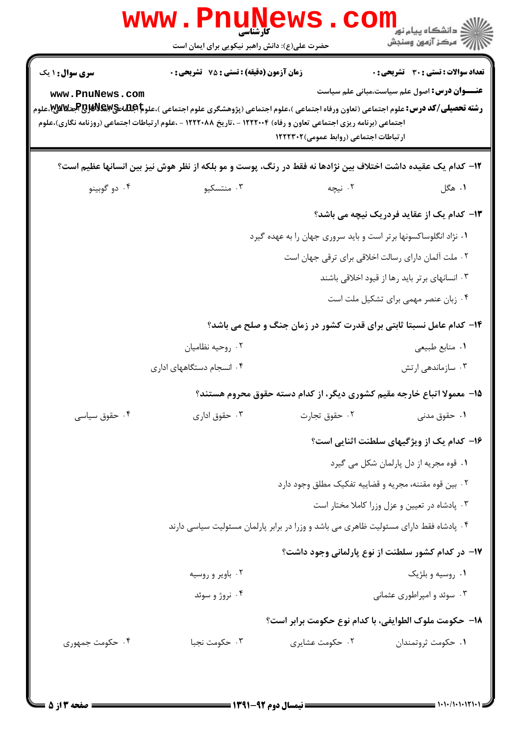**سری سؤال:** ۱ یک

**زمان آزمون (دقیقه) : تستی : ۷۵ تشریحی : ۰**

**تعداد سوالات : تستی : ۳۰ تشریحی : ۰**

**عنـــوان درس:** اصول علم سیاست،مبانی علم سیاست

**رشته تحصیلی/کد درس:** علوم اجتماعی (تعاون ورفاه اجتماعی )،علوم اجتماعی (پژوهشگری علوم اجتماعی )،علوم اجتماعی (مددکاری اجتماعی)،علوم اجتماعی (برنامه ریزی اجتماعی تعاون و رفاه) ۱۲۲۲۰۰۴ - ،تاریخ ۱۲۲۲۰۸۸ - ،علوم ارتباطات اجتماعی (روزنامه نگاری)،علوم ارتباطات اجتماعی (روابط عمومی)۱۲۲۲۳۰۲

۱۲- کدام یک عقیده داشت اختلاف بین نژادها نه فقط در رنگ، پوست و مو بلکه از نظر هوش نیز بین انسانها عظیم است؟

۱. هگل
۲. نیچه
۳. منتسکیو
۴. دو گوبینو

۱۳- کدام یک از عقاید فردریک نیچه می باشد؟

۱. نژاد انگلوساکسونها برتر است و باید سروری جهان را به عهده گیرد
۲. ملت آلمان دارای رسالت اخلاقی برای ترقی جهان است
۳. انسانهای برتر باید رها از قیود اخلاقی باشند
۴. زبان عنصر مهمی برای تشکیل ملت است

۱۴- کدام عامل نسبتا ثابتی برای قدرت کشور در زمان جنگ و صلح می باشد؟

۱. منابع طبیعی
۲. روحیه نظامیان
۳. سازماندهی ارتش
۴. انسجام دستگاههای اداری

۱۵- معمولا اتباع خارجه مقیم کشوری دیگر، از کدام دسته حقوق محروم هستند؟

۱. حقوق مدنی
۲. حقوق تجارت
۳. حقوق اداری
۴. حقوق سیاسی

۱۶- کدام یک از ویژگیهای سلطنت اثنایی است؟

۱. قوه مجریه از دل پارلمان شکل می گیرد
۲. بین قوه مقننه، مجریه و قضاییه تفکیک مطلق وجود دارد
۳. پادشاه در تعیین و عزل وزرا کاملا مختار است
۴. پادشاه فقط دارای مسئولیت ظاهری می باشد و وزرا در برابر پارلمان مسئولیت سیاسی دارند

۱۷- در کدام کشور سلطنت از نوع پارلمانی وجود داشت؟

۱. روسیه و بلژیک
۲. باویر و روسیه
۳. سوئد و امپراطوری عثمانی
۴. نروژ و سوئد

۱۸- حکومت ملوک الطوایفی، با کدام نوع حکومت برابر است؟

۱. حکومت ثروتمندان
۲. حکومت عشایری
۳. حکومت نجبا
۴. حکومت جمهوری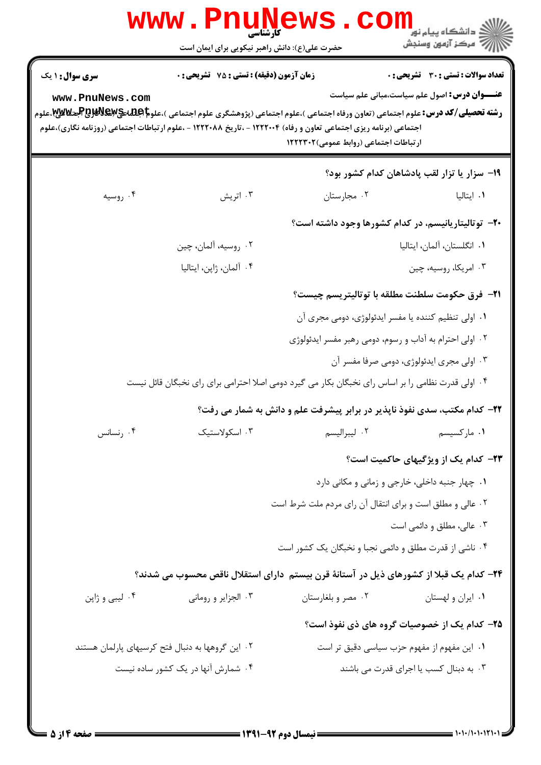**سری سوال:** ۱ یک

**زمان آزمون (دقیقه) : تستی :** ۷۵ **تشریحی :** ۰

**تعداد سوالات : تستی :** ۳۰ **تشریحی :** ۰

**عنـــوان درس:** اصول علم سیاست،مبانی علم سیاست

**رشته تحصیلی/کد درس:** علوم اجتماعی (تعاون ورفاه اجتماعی )،علوم اجتماعی (پژوهشگری علوم اجتماعی )،علوم اجتماعی (مددکاری اجتماعی)،علوم اجتماعی (برنامه ریزی اجتماعی تعاون و رفاه) ۱۲۲۲۰۰۴ - ،تاریخ ۱۲۲۲۰۸۸ - ،علوم ارتباطات اجتماعی (روزنامه نگاری)،علوم ارتباطات اجتماعی (روابط عمومی)۱۲۲۲۳۰۲

**۱۹- سزار یا تزار لقب پادشاهان کدام کشور بود؟**

۱. ایتالیا
۲. مجارستان
۳. اتریش
۴. روسیه

**۲۰- توتالیتاریانیسم، در کدام کشورها وجود داشته است؟**

۱. انگلستان، آلمان، ایتالیا
۲. روسیه، آلمان، چین
۳. امریکا، روسیه، چین
۴. آلمان، ژاپن، ایتالیا

**۲۱- فرق حکومت سلطنت مطلقه با توتالیتریسم چیست؟**

۱. اولی تنظیم کننده یا مفسر ایدئولوژی، دومی مجری آن
۲. اولی احترام به آداب و رسوم، دومی رهبر مفسر ایدئولوژی
۳. اولی مجری ایدئولوژی، دومی صرفا مفسر آن
۴. اولی قدرت نظامی را بر اساس رای نخبگان بکار می گیرد دومی اصلا احترامی برای رای نخبگان قائل نیست

**۲۲- کدام مکتب، سدی نفوذ ناپذیر در برابر پیشرفت علم و دانش به شمار می رفت؟**

۱. مارکسیسم
۲. لیبرالیسم
۳. اسکولاستیک
۴. رنسانس

**۲۳- کدام یک از ویژگیهای حاکمیت است؟**

۱. چهار جنبه داخلی، خارجی و زمانی و مکانی دارد
۲. عالی و مطلق است و برای انتقال آن رای مردم ملت شرط است
۳. عالی، مطلق و دائمی است
۴. ناشی از قدرت مطلق و دائمی نجبا و نخبگان یک کشور است

**۲۴- کدام یک قبلا از کشورهای ذیل در آستانهٔ قرن بیستم دارای استقلال ناقص محسوب می شدند؟**

۱. ایران و لهستان
۲. مصر و بلغارستان
۳. الجزایر و رومانی
۴. لیبی و ژاپن

**۲۵- کدام یک از خصوصیات گروه های ذی نفوذ است؟**

۱. این مفهوم از مفهوم حزب سیاسی دقیق تر است
۲. این گروهها به دنبال فتح کرسیهای پارلمان هستند
۳. به دنبال کسب یا اجرای قدرت می باشند
۴. شمارش آنها در یک کشور ساده نیست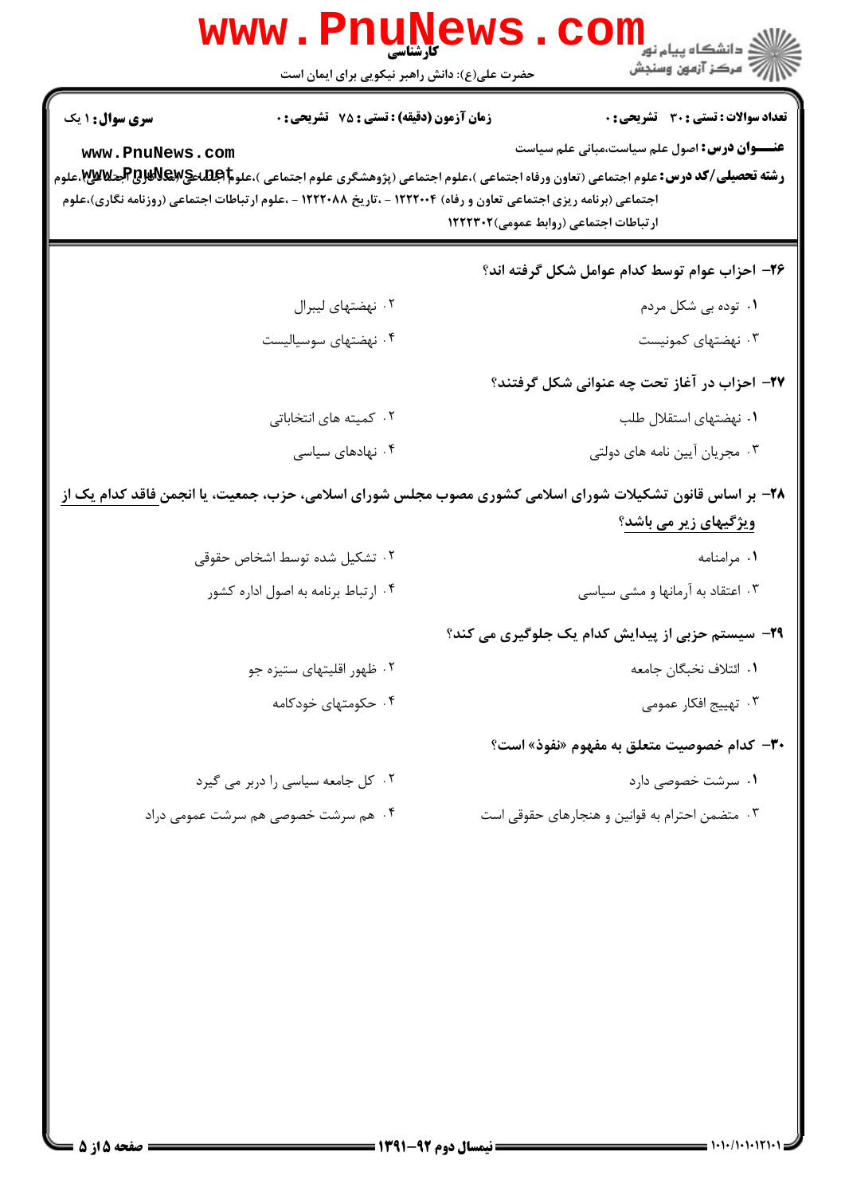۲۶- احزاب عوام توسط کدام عوامل شکل گرفته اند؟

۱. توده بی شکل مردم

۲. نهضتهای لیبرال

۳. نهضتهای کمونیست

۴. نهضتهای سوسیالیست

۲۷- احزاب در آغاز تحت چه عنوانی شکل گرفتند؟

۱. نهضتهای استقلال طلب

۲. کمیته های انتخاباتی

۳. مجریان آیین نامه های دولتی

۴. نهادهای سیاسی

۲۸- بر اساس قانون تشکیلات شورای اسلامی کشوری مصوب مجلس شورای اسلامی، حزب، جمعیت، یا انجمن فاقد کدام یک از ویژگیهای زیر می باشد؟

۱. مرامنامه

۲. تشکیل شده توسط اشخاص حقوقی

۳. اعتقاد به آرمانها و مشی سیاسی

۴. ارتباط برنامه به اصول اداره کشور

۲۹- سیستم حزبی از پیدایش کدام یک جلوگیری می کند؟

۱. ائتلاف نخبگان جامعه

۲. ظهور اقلیتهای ستیزه جو

۳. تهییج افکار عمومی

۴. حکومتهای خودکامه

۳۰- کدام خصوصیت متعلق به مفهوم «نفوذ» است؟

۱. سرشت خصوصی دارد

۲. کل جامعه سیاسی را دربر می گیرد

۳. متضمن احترام به قوانین و هنجارهای حقوقی است

۴. هم سرشت خصوصی هم سرشت عمومی دراد